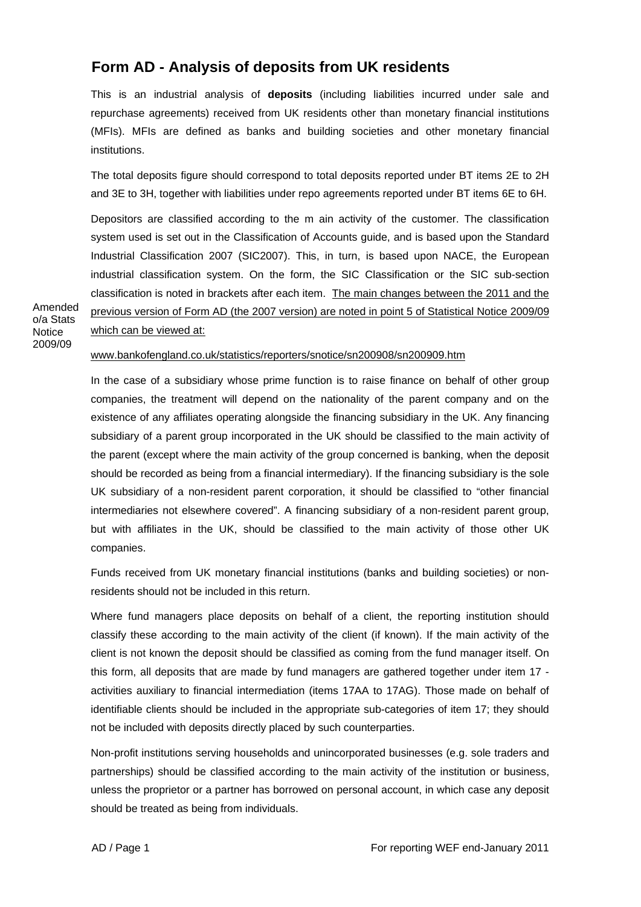# Form AD - Analysis of deposits from UK residents

This is an industrial analysis of **deposits** (including liabilities incurred under sale and repurchase agreements) received from UK residents other than monetary financial institutions (MFIs). MFIs are defined as banks and building societies and other monetary financial institutions.

The total deposits figure should correspond to total deposits reported under BT items 2E to 2H and 3E to 3H, together with liabilities under repo agreements reported under BT items 6E to 6H.

Depositors are classified according to the m ain activity of the customer. The classification system used is set out in the Classification of Accounts guide, and is based upon the Standard Industrial Classification 2007 (SIC2007). This, in turn, is based upon NACE, the European industrial classification system. On the form, the SIC Classification or the SIC sub-section classification is noted in brackets after each item. The main changes between the 2011 and the previous version of Form AD (the 2007 version) are noted in point 5 of Statistical Notice 2009/09 which can be viewed at:

Amended o/a Stats Notice 2009/09

www.bankofengland.co.uk/statistics/reporters/snotice/sn200908/sn200909.htm

In the case of a subsidiary whose prime function is to raise finance on behalf of other group companies, the treatment will depend on the nationality of the parent company and on the existence of any affiliates operating alongside the financing subsidiary in the UK. Any financing subsidiary of a parent group incorporated in the UK should be classified to the main activity of the parent (except where the main activity of the group concerned is banking, when the deposit should be recorded as being from a financial intermediary). If the financing subsidiary is the sole UK subsidiary of a non-resident parent corporation, it should be classified to "other financial intermediaries not elsewhere covered". A financing subsidiary of a non-resident parent group, but with affiliates in the UK, should be classified to the main activity of those other UK companies.

Funds received from UK monetary financial institutions (banks and building societies) or non-residents should not be included in this return.

Where fund managers place deposits on behalf of a client, the reporting institution should classify these according to the main activity of the client (if known). If the main activity of the client is not known the deposit should be classified as coming from the fund manager itself. On this form, all deposits that are made by fund managers are gathered together under item 17 - activities auxiliary to financial intermediation (items 17AA to 17AG). Those made on behalf of identifiable clients should be included in the appropriate sub-categories of item 17; they should not be included with deposits directly placed by such counterparties.

Non-profit institutions serving households and unincorporated businesses (e.g. sole traders and partnerships) should be classified according to the main activity of the institution or business, unless the proprietor or a partner has borrowed on personal account, in which case any deposit should be treated as being from individuals.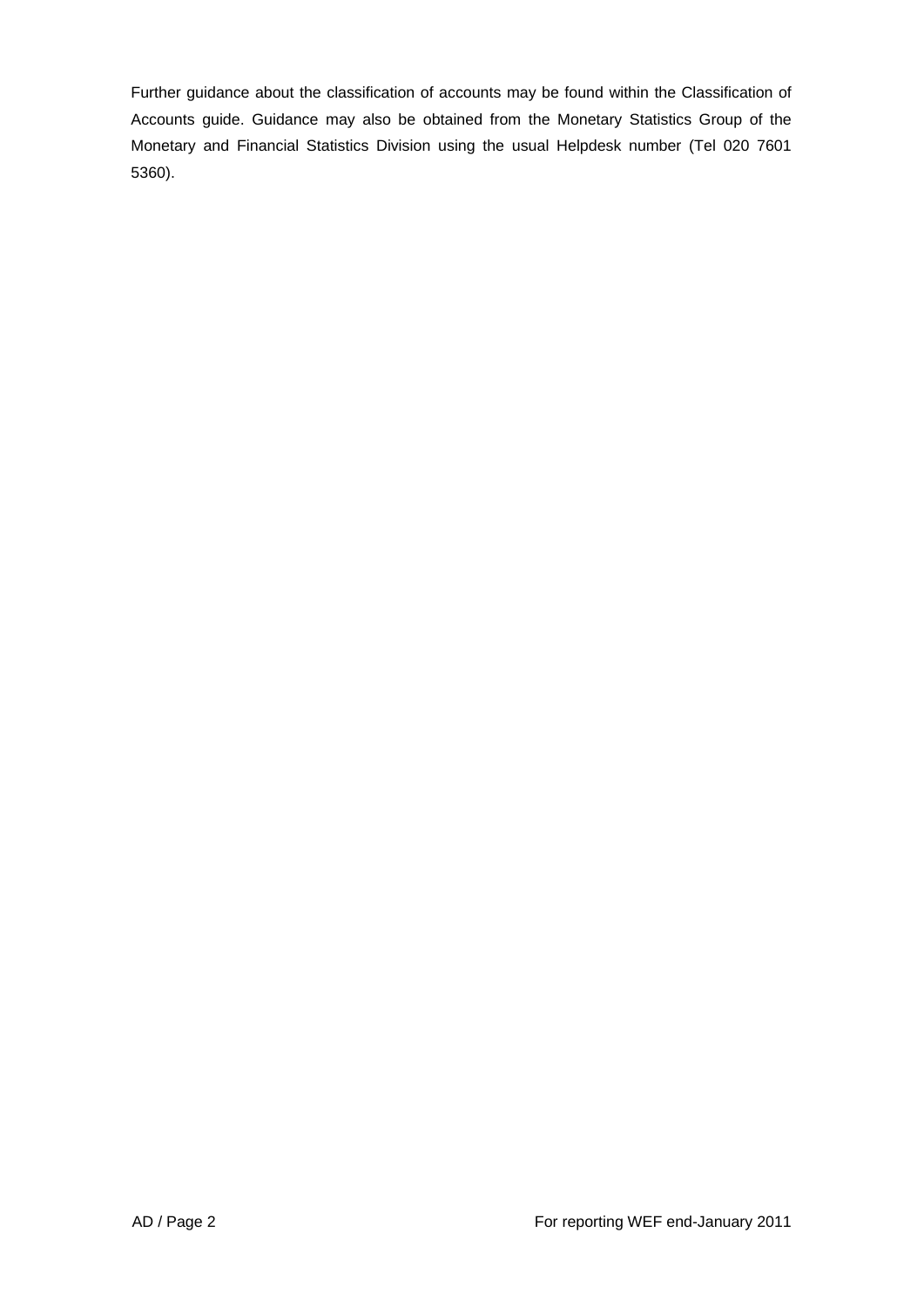Further guidance about the classification of accounts may be found within the Classification of Accounts guide. Guidance may also be obtained from the Monetary Statistics Group of the Monetary and Financial Statistics Division using the usual Helpdesk number (Tel 020 7601 5360).